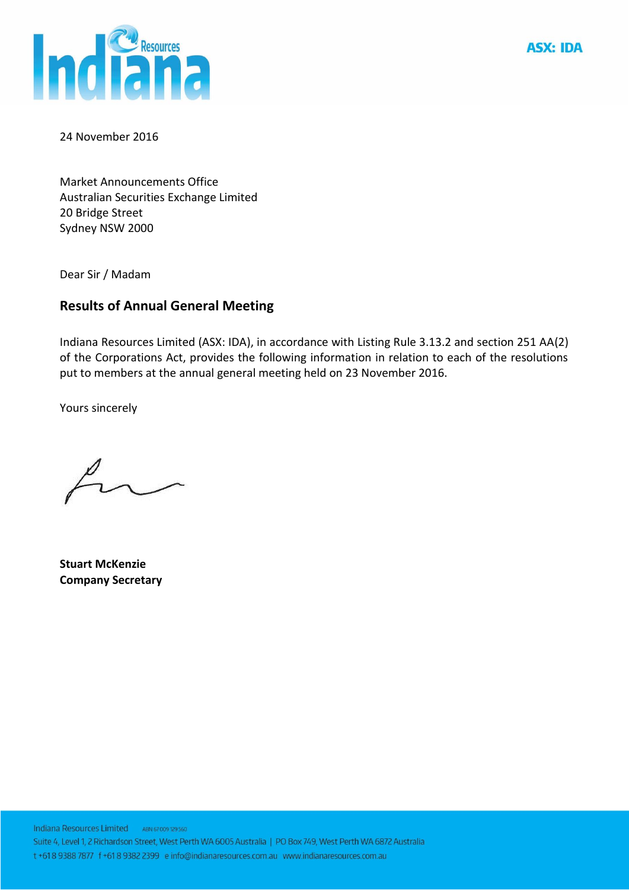**ASX: IDA**

24 November 2016

Market Announcements Office
Australian Securities Exchange Limited
20 Bridge Street
Sydney NSW 2000

Dear Sir / Madam

## Results of Annual General Meeting

Indiana Resources Limited (ASX: IDA), in accordance with Listing Rule 3.13.2 and section 251 AA(2) of the Corporations Act, provides the following information in relation to each of the resolutions put to members at the annual general meeting held on 23 November 2016.

Yours sincerely

**Stuart McKenzie**
**Company Secretary**

Indiana Resources Limited ABN 67 009 129 560
Suite 4, Level 1, 2 Richardson Street, West Perth WA 6005 Australia | PO Box 749, West Perth WA 6872 Australia
t +618 9388 7877 f +61 8 9382 2399 e info@indianaresources.com.au www.indianaresources.com.au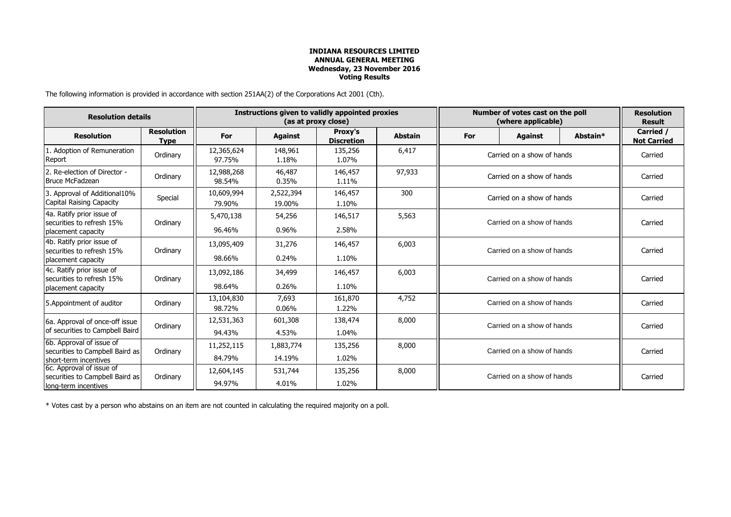**INDIANA RESOURCES LIMITED**
**ANNUAL GENERAL MEETING**
**Wednesday, 23 November 2016**
**Voting Results**

The following information is provided in accordance with section 251AA(2) of the Corporations Act 2001 (Cth).

| Resolution details | | Instructions given to validly appointed proxies (as at proxy close) | | | | Number of votes cast on the poll (where applicable) | | | Resolution Result |
|---|---|---|---|---|---|---|---|---|---|
| **Resolution** | **Resolution Type** | **For** | **Against** | **Proxy's Discretion** | **Abstain** | **For** | **Against** | **Abstain*** | **Carried / Not Carried** |
| 1. Adoption of Remuneration Report | Ordinary | 12,365,624 97.75% | 148,961 1.18% | 135,256 1.07% | 6,417 | Carried on a show of hands | | | Carried |
| 2. Re-election of Director - Bruce McFadzean | Ordinary | 12,988,268 98.54% | 46,487 0.35% | 146,457 1.11% | 97,933 | Carried on a show of hands | | | Carried |
| 3. Approval of Additional10% Capital Raising Capacity | Special | 10,609,994 79.90% | 2,522,394 19.00% | 146,457 1.10% | 300 | Carried on a show of hands | | | Carried |
| 4a. Ratify prior issue of securities to refresh 15% placement capacity | Ordinary | 5,470,138 96.46% | 54,256 0.96% | 146,517 2.58% | 5,563 | Carried on a show of hands | | | Carried |
| 4b. Ratify prior issue of securities to refresh 15% placement capacity | Ordinary | 13,095,409 98.66% | 31,276 0.24% | 146,457 1.10% | 6,003 | Carried on a show of hands | | | Carried |
| 4c. Ratify prior issue of securities to refresh 15% placement capacity | Ordinary | 13,092,186 98.64% | 34,499 0.26% | 146,457 1.10% | 6,003 | Carried on a show of hands | | | Carried |
| 5.Appointment of auditor | Ordinary | 13,104,830 98.72% | 7,693 0.06% | 161,870 1.22% | 4,752 | Carried on a show of hands | | | Carried |
| 6a. Approval of once-off issue of securities to Campbell Baird | Ordinary | 12,531,363 94.43% | 601,308 4.53% | 138,474 1.04% | 8,000 | Carried on a show of hands | | | Carried |
| 6b. Approval of issue of securities to Campbell Baird as short-term incentives | Ordinary | 11,252,115 84.79% | 1,883,774 14.19% | 135,256 1.02% | 8,000 | Carried on a show of hands | | | Carried |
| 6c. Approval of issue of securities to Campbell Baird as long-term incentives | Ordinary | 12,604,145 94.97% | 531,744 4.01% | 135,256 1.02% | 8,000 | Carried on a show of hands | | | Carried |

* Votes cast by a person who abstains on an item are not counted in calculating the required majority on a poll.